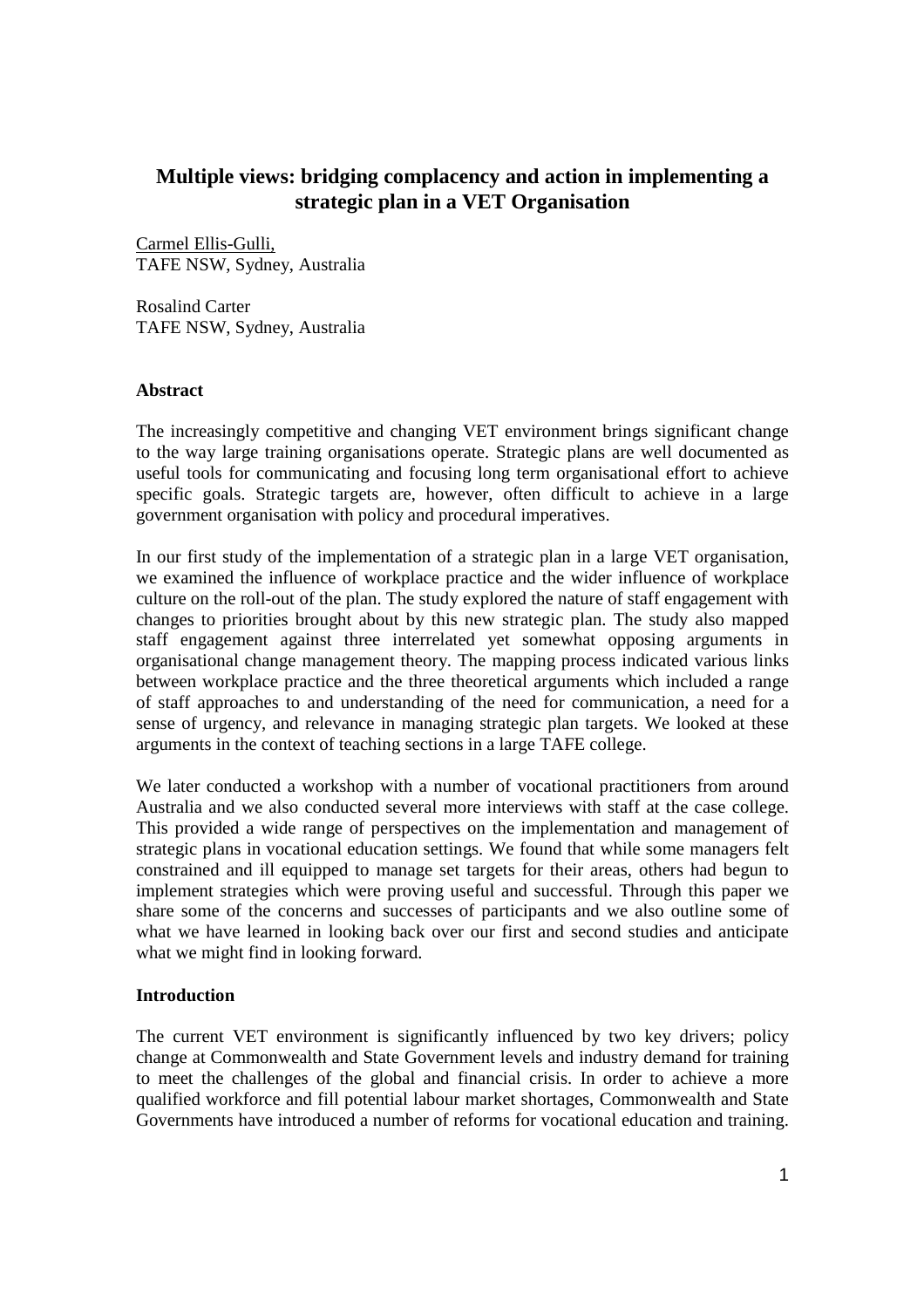# Multiple views: bridging complacency and action in implementing a strategic plan in a VET Organisation

Carmel Ellis-Gulli,
TAFE NSW, Sydney, Australia

Rosalind Carter
TAFE NSW, Sydney, Australia

### Abstract

The increasingly competitive and changing VET environment brings significant change to the way large training organisations operate. Strategic plans are well documented as useful tools for communicating and focusing long term organisational effort to achieve specific goals. Strategic targets are, however, often difficult to achieve in a large government organisation with policy and procedural imperatives.

In our first study of the implementation of a strategic plan in a large VET organisation, we examined the influence of workplace practice and the wider influence of workplace culture on the roll-out of the plan. The study explored the nature of staff engagement with changes to priorities brought about by this new strategic plan. The study also mapped staff engagement against three interrelated yet somewhat opposing arguments in organisational change management theory. The mapping process indicated various links between workplace practice and the three theoretical arguments which included a range of staff approaches to and understanding of the need for communication, a need for a sense of urgency, and relevance in managing strategic plan targets. We looked at these arguments in the context of teaching sections in a large TAFE college.

We later conducted a workshop with a number of vocational practitioners from around Australia and we also conducted several more interviews with staff at the case college. This provided a wide range of perspectives on the implementation and management of strategic plans in vocational education settings. We found that while some managers felt constrained and ill equipped to manage set targets for their areas, others had begun to implement strategies which were proving useful and successful. Through this paper we share some of the concerns and successes of participants and we also outline some of what we have learned in looking back over our first and second studies and anticipate what we might find in looking forward.

### Introduction

The current VET environment is significantly influenced by two key drivers; policy change at Commonwealth and State Government levels and industry demand for training to meet the challenges of the global and financial crisis. In order to achieve a more qualified workforce and fill potential labour market shortages, Commonwealth and State Governments have introduced a number of reforms for vocational education and training.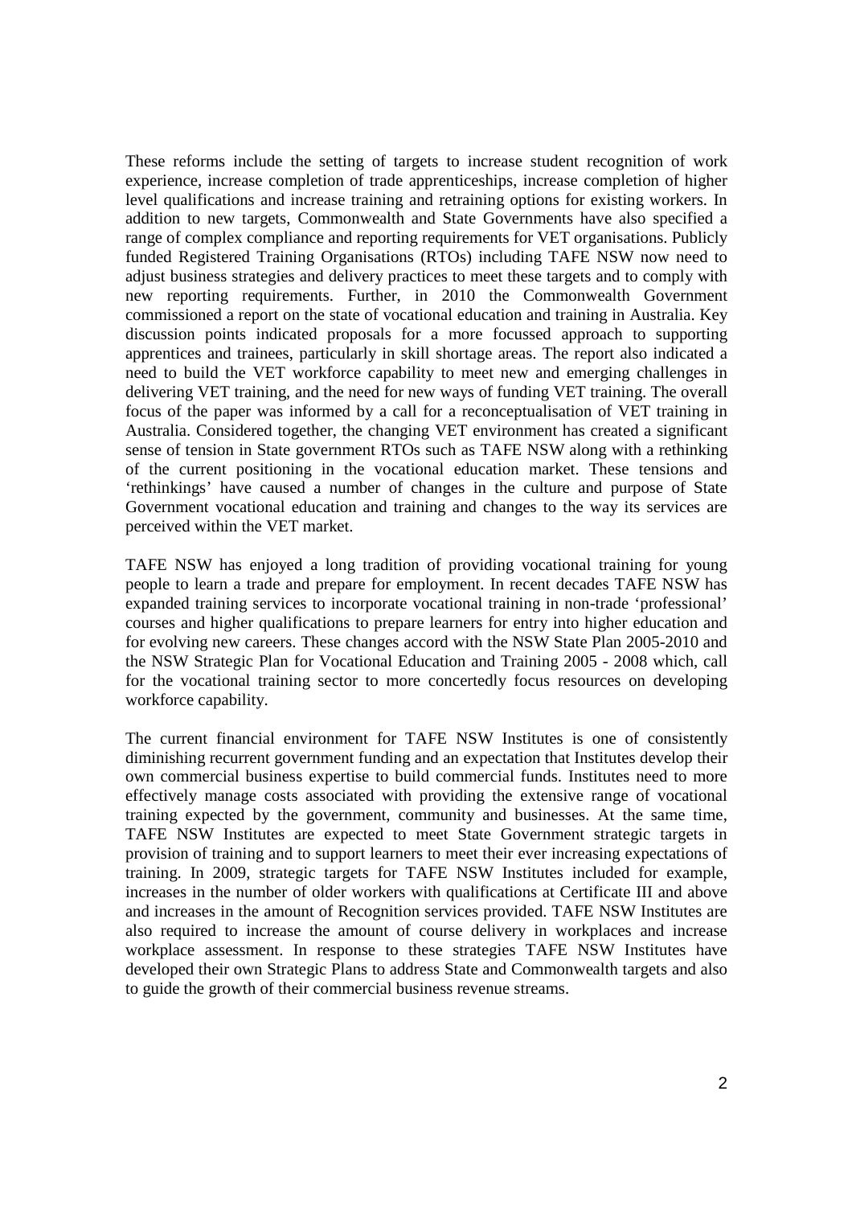These reforms include the setting of targets to increase student recognition of work experience, increase completion of trade apprenticeships, increase completion of higher level qualifications and increase training and retraining options for existing workers. In addition to new targets, Commonwealth and State Governments have also specified a range of complex compliance and reporting requirements for VET organisations. Publicly funded Registered Training Organisations (RTOs) including TAFE NSW now need to adjust business strategies and delivery practices to meet these targets and to comply with new reporting requirements. Further, in 2010 the Commonwealth Government commissioned a report on the state of vocational education and training in Australia. Key discussion points indicated proposals for a more focussed approach to supporting apprentices and trainees, particularly in skill shortage areas. The report also indicated a need to build the VET workforce capability to meet new and emerging challenges in delivering VET training, and the need for new ways of funding VET training. The overall focus of the paper was informed by a call for a reconceptualisation of VET training in Australia. Considered together, the changing VET environment has created a significant sense of tension in State government RTOs such as TAFE NSW along with a rethinking of the current positioning in the vocational education market. These tensions and 'rethinkings' have caused a number of changes in the culture and purpose of State Government vocational education and training and changes to the way its services are perceived within the VET market.

TAFE NSW has enjoyed a long tradition of providing vocational training for young people to learn a trade and prepare for employment. In recent decades TAFE NSW has expanded training services to incorporate vocational training in non-trade 'professional' courses and higher qualifications to prepare learners for entry into higher education and for evolving new careers. These changes accord with the NSW State Plan 2005-2010 and the NSW Strategic Plan for Vocational Education and Training 2005 - 2008 which, call for the vocational training sector to more concertedly focus resources on developing workforce capability.

The current financial environment for TAFE NSW Institutes is one of consistently diminishing recurrent government funding and an expectation that Institutes develop their own commercial business expertise to build commercial funds. Institutes need to more effectively manage costs associated with providing the extensive range of vocational training expected by the government, community and businesses. At the same time, TAFE NSW Institutes are expected to meet State Government strategic targets in provision of training and to support learners to meet their ever increasing expectations of training. In 2009, strategic targets for TAFE NSW Institutes included for example, increases in the number of older workers with qualifications at Certificate III and above and increases in the amount of Recognition services provided. TAFE NSW Institutes are also required to increase the amount of course delivery in workplaces and increase workplace assessment. In response to these strategies TAFE NSW Institutes have developed their own Strategic Plans to address State and Commonwealth targets and also to guide the growth of their commercial business revenue streams.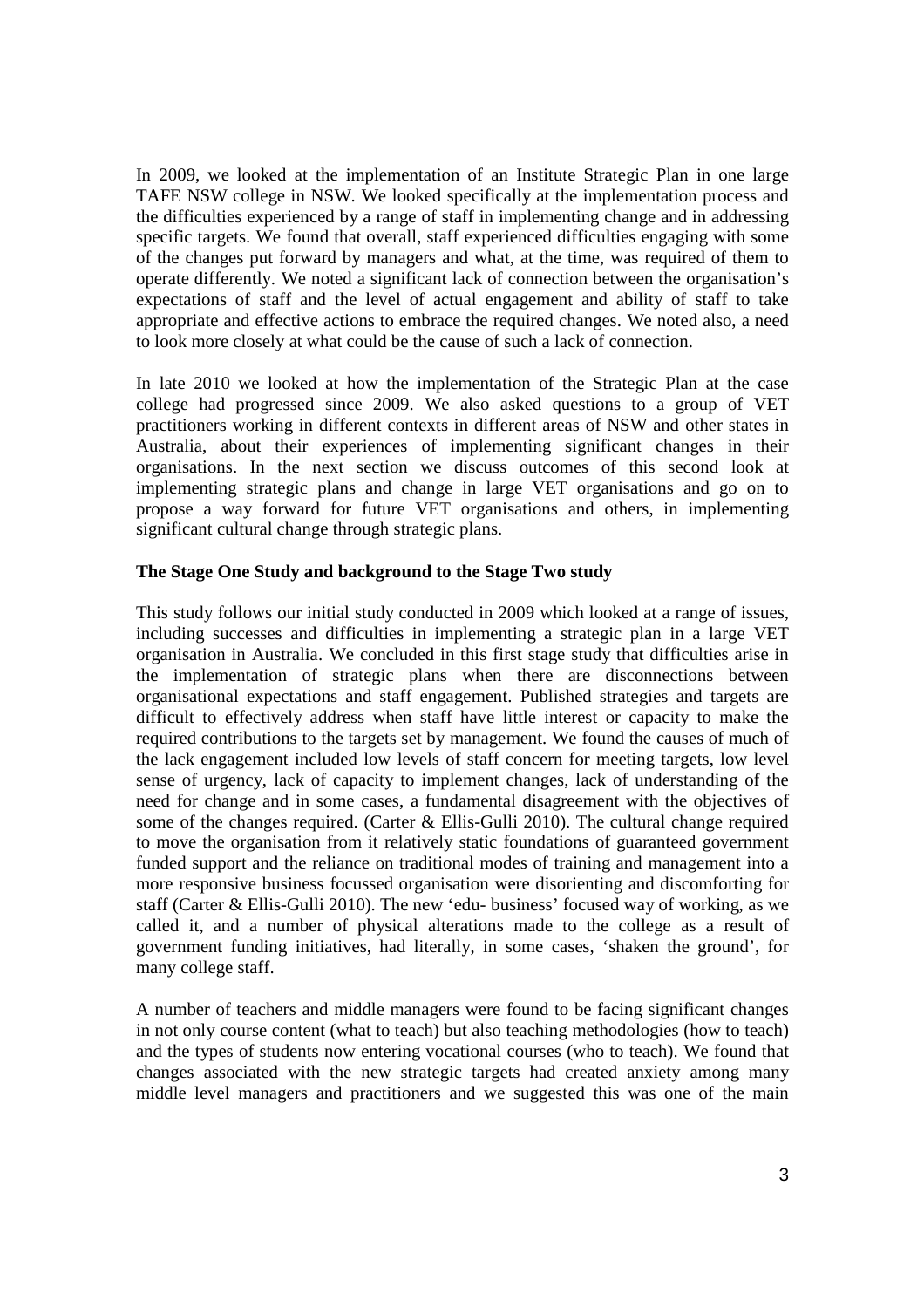In 2009, we looked at the implementation of an Institute Strategic Plan in one large TAFE NSW college in NSW. We looked specifically at the implementation process and the difficulties experienced by a range of staff in implementing change and in addressing specific targets. We found that overall, staff experienced difficulties engaging with some of the changes put forward by managers and what, at the time, was required of them to operate differently. We noted a significant lack of connection between the organisation's expectations of staff and the level of actual engagement and ability of staff to take appropriate and effective actions to embrace the required changes. We noted also, a need to look more closely at what could be the cause of such a lack of connection.

In late 2010 we looked at how the implementation of the Strategic Plan at the case college had progressed since 2009. We also asked questions to a group of VET practitioners working in different contexts in different areas of NSW and other states in Australia, about their experiences of implementing significant changes in their organisations. In the next section we discuss outcomes of this second look at implementing strategic plans and change in large VET organisations and go on to propose a way forward for future VET organisations and others, in implementing significant cultural change through strategic plans.

**The Stage One Study and background to the Stage Two study**

This study follows our initial study conducted in 2009 which looked at a range of issues, including successes and difficulties in implementing a strategic plan in a large VET organisation in Australia. We concluded in this first stage study that difficulties arise in the implementation of strategic plans when there are disconnections between organisational expectations and staff engagement. Published strategies and targets are difficult to effectively address when staff have little interest or capacity to make the required contributions to the targets set by management. We found the causes of much of the lack engagement included low levels of staff concern for meeting targets, low level sense of urgency, lack of capacity to implement changes, lack of understanding of the need for change and in some cases, a fundamental disagreement with the objectives of some of the changes required. (Carter & Ellis-Gulli 2010). The cultural change required to move the organisation from it relatively static foundations of guaranteed government funded support and the reliance on traditional modes of training and management into a more responsive business focussed organisation were disorienting and discomforting for staff (Carter & Ellis-Gulli 2010). The new 'edu- business' focused way of working, as we called it, and a number of physical alterations made to the college as a result of government funding initiatives, had literally, in some cases, 'shaken the ground', for many college staff.

A number of teachers and middle managers were found to be facing significant changes in not only course content (what to teach) but also teaching methodologies (how to teach) and the types of students now entering vocational courses (who to teach). We found that changes associated with the new strategic targets had created anxiety among many middle level managers and practitioners and we suggested this was one of the main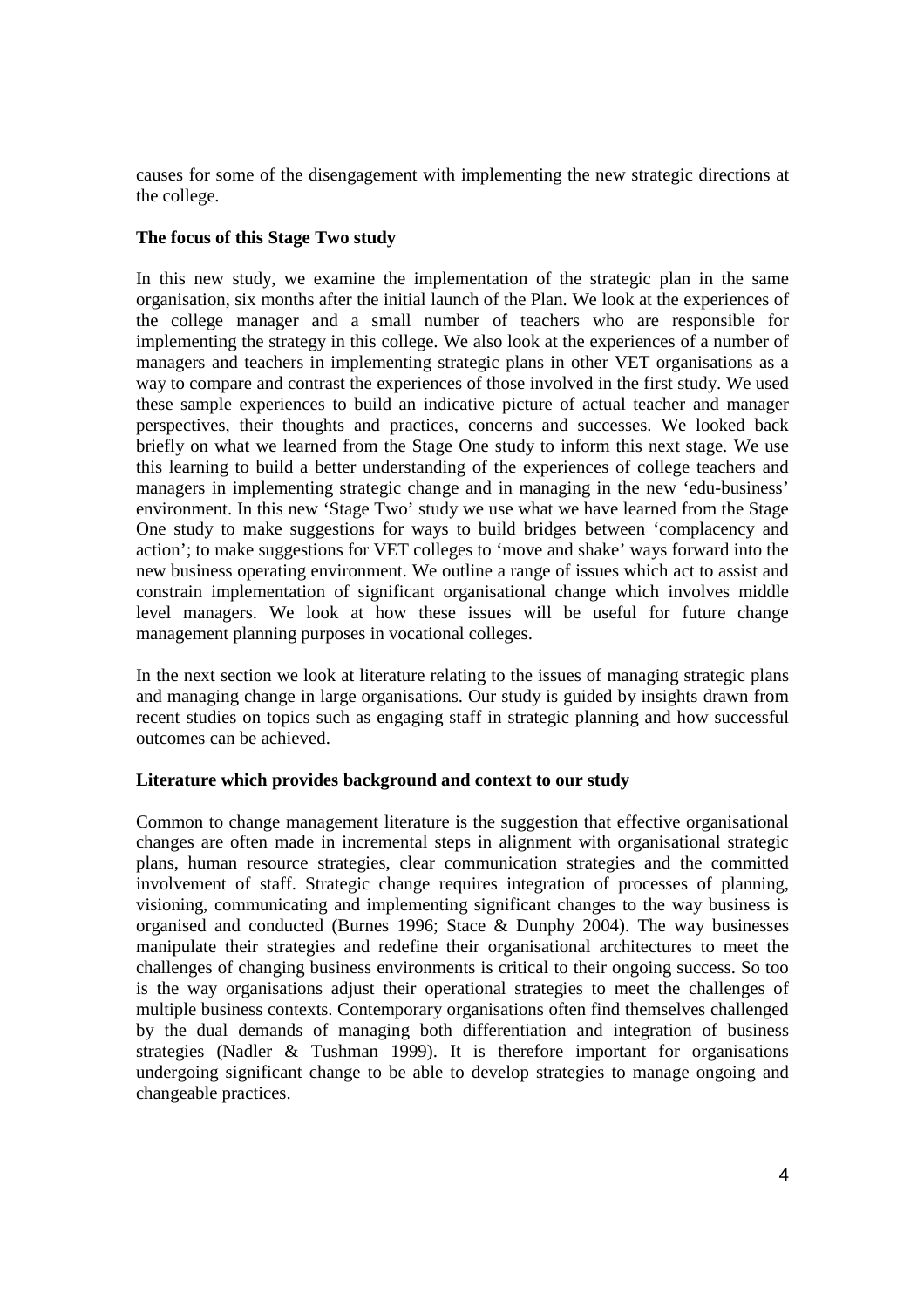causes for some of the disengagement with implementing the new strategic directions at the college.

**The focus of this Stage Two study**

In this new study, we examine the implementation of the strategic plan in the same organisation, six months after the initial launch of the Plan. We look at the experiences of the college manager and a small number of teachers who are responsible for implementing the strategy in this college. We also look at the experiences of a number of managers and teachers in implementing strategic plans in other VET organisations as a way to compare and contrast the experiences of those involved in the first study. We used these sample experiences to build an indicative picture of actual teacher and manager perspectives, their thoughts and practices, concerns and successes. We looked back briefly on what we learned from the Stage One study to inform this next stage. We use this learning to build a better understanding of the experiences of college teachers and managers in implementing strategic change and in managing in the new 'edu-business' environment. In this new 'Stage Two' study we use what we have learned from the Stage One study to make suggestions for ways to build bridges between 'complacency and action'; to make suggestions for VET colleges to 'move and shake' ways forward into the new business operating environment. We outline a range of issues which act to assist and constrain implementation of significant organisational change which involves middle level managers. We look at how these issues will be useful for future change management planning purposes in vocational colleges.

In the next section we look at literature relating to the issues of managing strategic plans and managing change in large organisations. Our study is guided by insights drawn from recent studies on topics such as engaging staff in strategic planning and how successful outcomes can be achieved.

**Literature which provides background and context to our study**

Common to change management literature is the suggestion that effective organisational changes are often made in incremental steps in alignment with organisational strategic plans, human resource strategies, clear communication strategies and the committed involvement of staff. Strategic change requires integration of processes of planning, visioning, communicating and implementing significant changes to the way business is organised and conducted (Burnes 1996; Stace & Dunphy 2004). The way businesses manipulate their strategies and redefine their organisational architectures to meet the challenges of changing business environments is critical to their ongoing success. So too is the way organisations adjust their operational strategies to meet the challenges of multiple business contexts. Contemporary organisations often find themselves challenged by the dual demands of managing both differentiation and integration of business strategies (Nadler & Tushman 1999). It is therefore important for organisations undergoing significant change to be able to develop strategies to manage ongoing and changeable practices.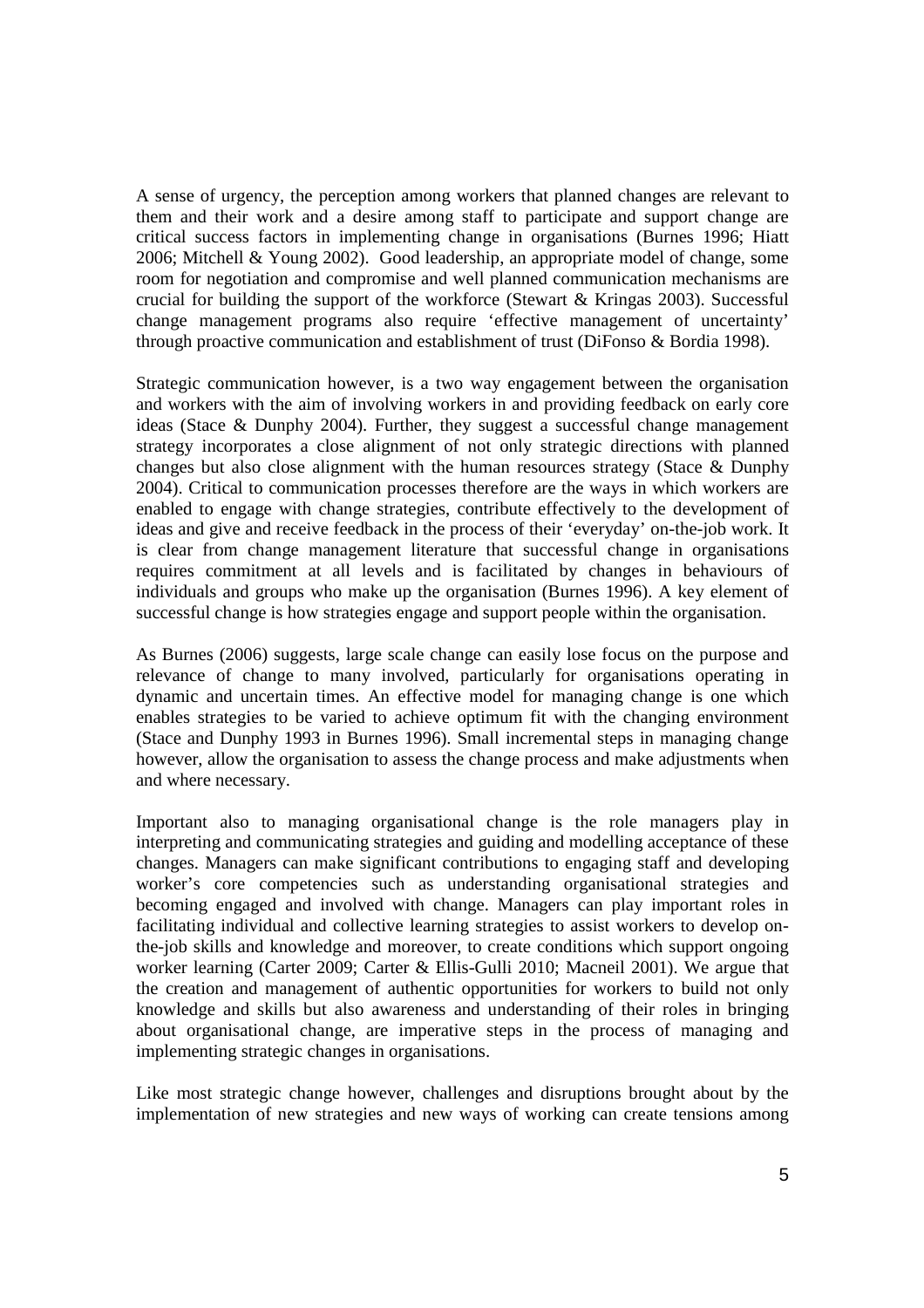A sense of urgency, the perception among workers that planned changes are relevant to them and their work and a desire among staff to participate and support change are critical success factors in implementing change in organisations (Burnes 1996; Hiatt 2006; Mitchell & Young 2002). Good leadership, an appropriate model of change, some room for negotiation and compromise and well planned communication mechanisms are crucial for building the support of the workforce (Stewart & Kringas 2003). Successful change management programs also require 'effective management of uncertainty' through proactive communication and establishment of trust (DiFonso & Bordia 1998).

Strategic communication however, is a two way engagement between the organisation and workers with the aim of involving workers in and providing feedback on early core ideas (Stace & Dunphy 2004). Further, they suggest a successful change management strategy incorporates a close alignment of not only strategic directions with planned changes but also close alignment with the human resources strategy (Stace & Dunphy 2004). Critical to communication processes therefore are the ways in which workers are enabled to engage with change strategies, contribute effectively to the development of ideas and give and receive feedback in the process of their 'everyday' on-the-job work. It is clear from change management literature that successful change in organisations requires commitment at all levels and is facilitated by changes in behaviours of individuals and groups who make up the organisation (Burnes 1996). A key element of successful change is how strategies engage and support people within the organisation.

As Burnes (2006) suggests, large scale change can easily lose focus on the purpose and relevance of change to many involved, particularly for organisations operating in dynamic and uncertain times. An effective model for managing change is one which enables strategies to be varied to achieve optimum fit with the changing environment (Stace and Dunphy 1993 in Burnes 1996). Small incremental steps in managing change however, allow the organisation to assess the change process and make adjustments when and where necessary.

Important also to managing organisational change is the role managers play in interpreting and communicating strategies and guiding and modelling acceptance of these changes. Managers can make significant contributions to engaging staff and developing worker's core competencies such as understanding organisational strategies and becoming engaged and involved with change. Managers can play important roles in facilitating individual and collective learning strategies to assist workers to develop on-the-job skills and knowledge and moreover, to create conditions which support ongoing worker learning (Carter 2009; Carter & Ellis-Gulli 2010; Macneil 2001). We argue that the creation and management of authentic opportunities for workers to build not only knowledge and skills but also awareness and understanding of their roles in bringing about organisational change, are imperative steps in the process of managing and implementing strategic changes in organisations.

Like most strategic change however, challenges and disruptions brought about by the implementation of new strategies and new ways of working can create tensions among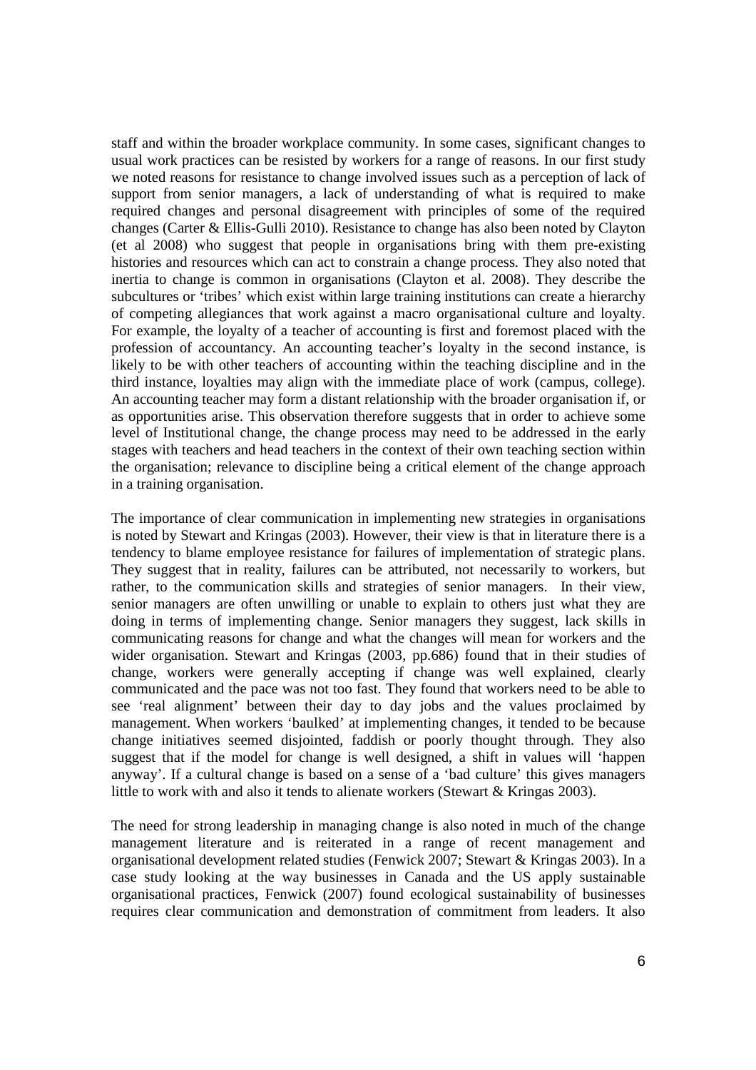staff and within the broader workplace community. In some cases, significant changes to usual work practices can be resisted by workers for a range of reasons. In our first study we noted reasons for resistance to change involved issues such as a perception of lack of support from senior managers, a lack of understanding of what is required to make required changes and personal disagreement with principles of some of the required changes (Carter & Ellis-Gulli 2010). Resistance to change has also been noted by Clayton (et al 2008) who suggest that people in organisations bring with them pre-existing histories and resources which can act to constrain a change process. They also noted that inertia to change is common in organisations (Clayton et al. 2008). They describe the subcultures or 'tribes' which exist within large training institutions can create a hierarchy of competing allegiances that work against a macro organisational culture and loyalty. For example, the loyalty of a teacher of accounting is first and foremost placed with the profession of accountancy. An accounting teacher's loyalty in the second instance, is likely to be with other teachers of accounting within the teaching discipline and in the third instance, loyalties may align with the immediate place of work (campus, college). An accounting teacher may form a distant relationship with the broader organisation if, or as opportunities arise. This observation therefore suggests that in order to achieve some level of Institutional change, the change process may need to be addressed in the early stages with teachers and head teachers in the context of their own teaching section within the organisation; relevance to discipline being a critical element of the change approach in a training organisation.

The importance of clear communication in implementing new strategies in organisations is noted by Stewart and Kringas (2003). However, their view is that in literature there is a tendency to blame employee resistance for failures of implementation of strategic plans. They suggest that in reality, failures can be attributed, not necessarily to workers, but rather, to the communication skills and strategies of senior managers. In their view, senior managers are often unwilling or unable to explain to others just what they are doing in terms of implementing change. Senior managers they suggest, lack skills in communicating reasons for change and what the changes will mean for workers and the wider organisation. Stewart and Kringas (2003, pp.686) found that in their studies of change, workers were generally accepting if change was well explained, clearly communicated and the pace was not too fast. They found that workers need to be able to see 'real alignment' between their day to day jobs and the values proclaimed by management. When workers 'baulked' at implementing changes, it tended to be because change initiatives seemed disjointed, faddish or poorly thought through. They also suggest that if the model for change is well designed, a shift in values will 'happen anyway'. If a cultural change is based on a sense of a 'bad culture' this gives managers little to work with and also it tends to alienate workers (Stewart & Kringas 2003).

The need for strong leadership in managing change is also noted in much of the change management literature and is reiterated in a range of recent management and organisational development related studies (Fenwick 2007; Stewart & Kringas 2003). In a case study looking at the way businesses in Canada and the US apply sustainable organisational practices, Fenwick (2007) found ecological sustainability of businesses requires clear communication and demonstration of commitment from leaders. It also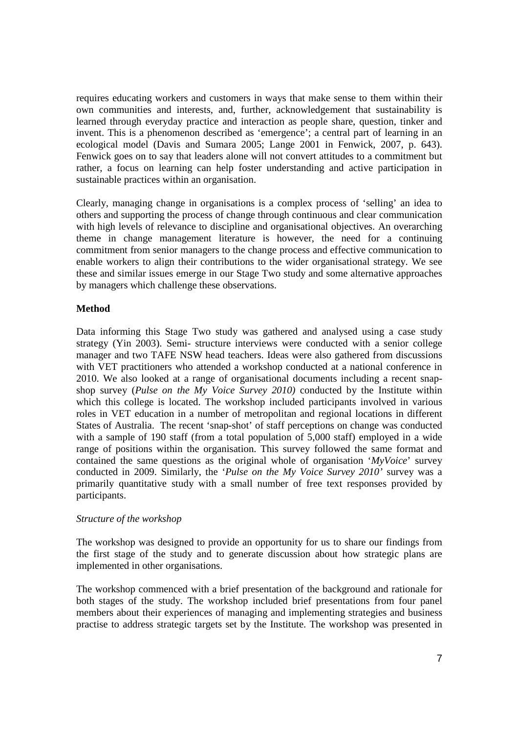requires educating workers and customers in ways that make sense to them within their own communities and interests, and, further, acknowledgement that sustainability is learned through everyday practice and interaction as people share, question, tinker and invent. This is a phenomenon described as 'emergence'; a central part of learning in an ecological model (Davis and Sumara 2005; Lange 2001 in Fenwick, 2007, p. 643). Fenwick goes on to say that leaders alone will not convert attitudes to a commitment but rather, a focus on learning can help foster understanding and active participation in sustainable practices within an organisation.

Clearly, managing change in organisations is a complex process of 'selling' an idea to others and supporting the process of change through continuous and clear communication with high levels of relevance to discipline and organisational objectives. An overarching theme in change management literature is however, the need for a continuing commitment from senior managers to the change process and effective communication to enable workers to align their contributions to the wider organisational strategy. We see these and similar issues emerge in our Stage Two study and some alternative approaches by managers which challenge these observations.

## Method

Data informing this Stage Two study was gathered and analysed using a case study strategy (Yin 2003). Semi- structure interviews were conducted with a senior college manager and two TAFE NSW head teachers. Ideas were also gathered from discussions with VET practitioners who attended a workshop conducted at a national conference in 2010. We also looked at a range of organisational documents including a recent snap-shop survey (*Pulse on the My Voice Survey 2010)* conducted by the Institute within which this college is located. The workshop included participants involved in various roles in VET education in a number of metropolitan and regional locations in different States of Australia. The recent 'snap-shot' of staff perceptions on change was conducted with a sample of 190 staff (from a total population of 5,000 staff) employed in a wide range of positions within the organisation. This survey followed the same format and contained the same questions as the original whole of organisation '*MyVoice*' survey conducted in 2009. Similarly, the '*Pulse on the My Voice Survey 2010*' survey was a primarily quantitative study with a small number of free text responses provided by participants.

*Structure of the workshop*

The workshop was designed to provide an opportunity for us to share our findings from the first stage of the study and to generate discussion about how strategic plans are implemented in other organisations.

The workshop commenced with a brief presentation of the background and rationale for both stages of the study. The workshop included brief presentations from four panel members about their experiences of managing and implementing strategies and business practise to address strategic targets set by the Institute. The workshop was presented in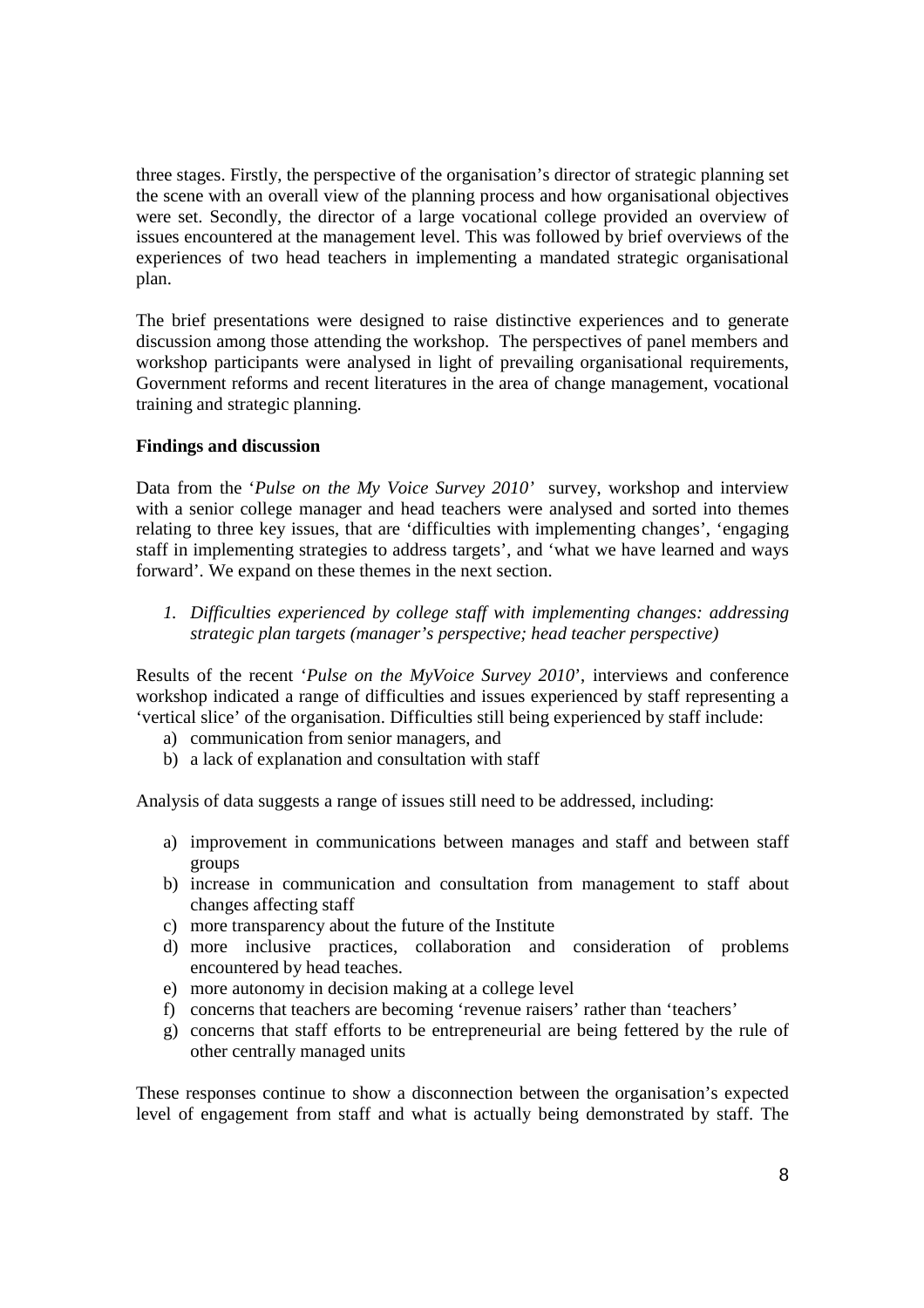three stages. Firstly, the perspective of the organisation's director of strategic planning set the scene with an overall view of the planning process and how organisational objectives were set. Secondly, the director of a large vocational college provided an overview of issues encountered at the management level. This was followed by brief overviews of the experiences of two head teachers in implementing a mandated strategic organisational plan.

The brief presentations were designed to raise distinctive experiences and to generate discussion among those attending the workshop. The perspectives of panel members and workshop participants were analysed in light of prevailing organisational requirements, Government reforms and recent literatures in the area of change management, vocational training and strategic planning.

**Findings and discussion**

Data from the '*Pulse on the My Voice Survey 2010'* survey, workshop and interview with a senior college manager and head teachers were analysed and sorted into themes relating to three key issues, that are 'difficulties with implementing changes', 'engaging staff in implementing strategies to address targets', and 'what we have learned and ways forward'. We expand on these themes in the next section.

1. *Difficulties experienced by college staff with implementing changes: addressing strategic plan targets (manager's perspective; head teacher perspective)*

Results of the recent '*Pulse on the MyVoice Survey 2010*', interviews and conference workshop indicated a range of difficulties and issues experienced by staff representing a 'vertical slice' of the organisation. Difficulties still being experienced by staff include:

a) communication from senior managers, and
b) a lack of explanation and consultation with staff

Analysis of data suggests a range of issues still need to be addressed, including:

a) improvement in communications between manages and staff and between staff groups
b) increase in communication and consultation from management to staff about changes affecting staff
c) more transparency about the future of the Institute
d) more inclusive practices, collaboration and consideration of problems encountered by head teaches.
e) more autonomy in decision making at a college level
f) concerns that teachers are becoming 'revenue raisers' rather than 'teachers'
g) concerns that staff efforts to be entrepreneurial are being fettered by the rule of other centrally managed units

These responses continue to show a disconnection between the organisation's expected level of engagement from staff and what is actually being demonstrated by staff. The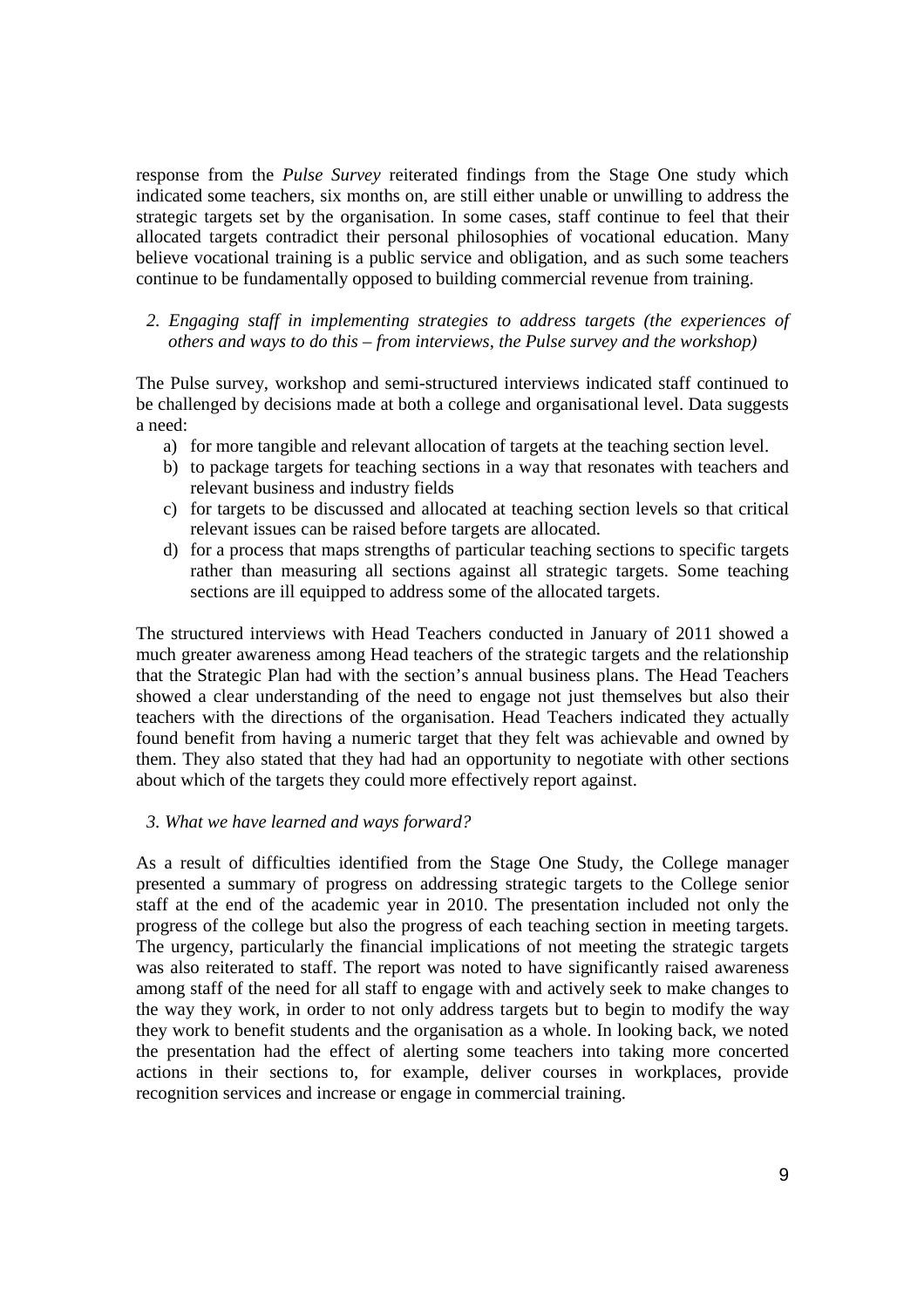response from the *Pulse Survey* reiterated findings from the Stage One study which indicated some teachers, six months on, are still either unable or unwilling to address the strategic targets set by the organisation. In some cases, staff continue to feel that their allocated targets contradict their personal philosophies of vocational education. Many believe vocational training is a public service and obligation, and as such some teachers continue to be fundamentally opposed to building commercial revenue from training.

*2. Engaging staff in implementing strategies to address targets (the experiences of others and ways to do this – from interviews, the Pulse survey and the workshop)*

The Pulse survey, workshop and semi-structured interviews indicated staff continued to be challenged by decisions made at both a college and organisational level. Data suggests a need:

a) for more tangible and relevant allocation of targets at the teaching section level.
b) to package targets for teaching sections in a way that resonates with teachers and relevant business and industry fields
c) for targets to be discussed and allocated at teaching section levels so that critical relevant issues can be raised before targets are allocated.
d) for a process that maps strengths of particular teaching sections to specific targets rather than measuring all sections against all strategic targets. Some teaching sections are ill equipped to address some of the allocated targets.

The structured interviews with Head Teachers conducted in January of 2011 showed a much greater awareness among Head teachers of the strategic targets and the relationship that the Strategic Plan had with the section's annual business plans. The Head Teachers showed a clear understanding of the need to engage not just themselves but also their teachers with the directions of the organisation. Head Teachers indicated they actually found benefit from having a numeric target that they felt was achievable and owned by them. They also stated that they had had an opportunity to negotiate with other sections about which of the targets they could more effectively report against.

*3. What we have learned and ways forward?*

As a result of difficulties identified from the Stage One Study, the College manager presented a summary of progress on addressing strategic targets to the College senior staff at the end of the academic year in 2010. The presentation included not only the progress of the college but also the progress of each teaching section in meeting targets. The urgency, particularly the financial implications of not meeting the strategic targets was also reiterated to staff. The report was noted to have significantly raised awareness among staff of the need for all staff to engage with and actively seek to make changes to the way they work, in order to not only address targets but to begin to modify the way they work to benefit students and the organisation as a whole. In looking back, we noted the presentation had the effect of alerting some teachers into taking more concerted actions in their sections to, for example, deliver courses in workplaces, provide recognition services and increase or engage in commercial training.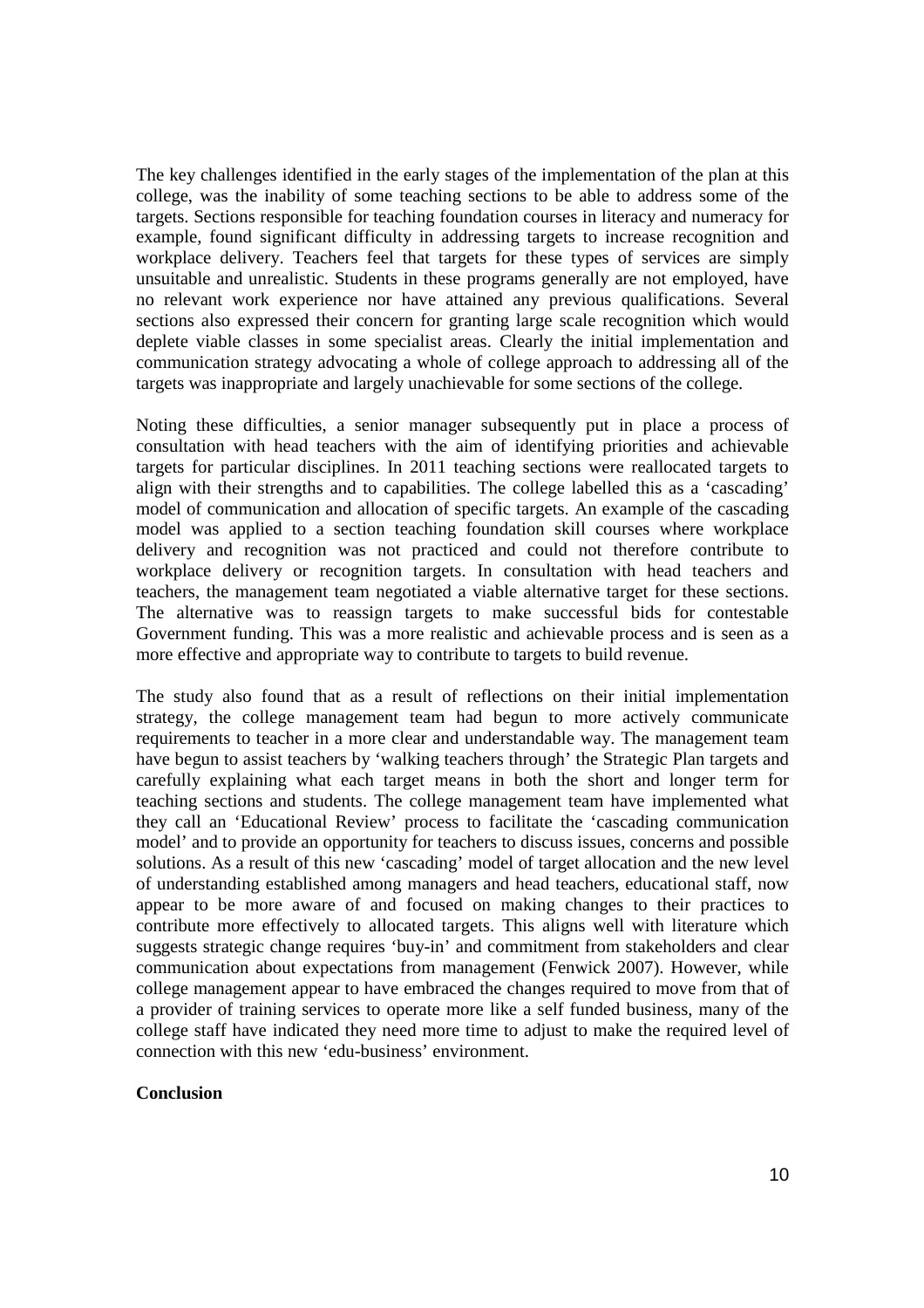The key challenges identified in the early stages of the implementation of the plan at this college, was the inability of some teaching sections to be able to address some of the targets. Sections responsible for teaching foundation courses in literacy and numeracy for example, found significant difficulty in addressing targets to increase recognition and workplace delivery. Teachers feel that targets for these types of services are simply unsuitable and unrealistic. Students in these programs generally are not employed, have no relevant work experience nor have attained any previous qualifications. Several sections also expressed their concern for granting large scale recognition which would deplete viable classes in some specialist areas. Clearly the initial implementation and communication strategy advocating a whole of college approach to addressing all of the targets was inappropriate and largely unachievable for some sections of the college.

Noting these difficulties, a senior manager subsequently put in place a process of consultation with head teachers with the aim of identifying priorities and achievable targets for particular disciplines. In 2011 teaching sections were reallocated targets to align with their strengths and to capabilities. The college labelled this as a 'cascading' model of communication and allocation of specific targets. An example of the cascading model was applied to a section teaching foundation skill courses where workplace delivery and recognition was not practiced and could not therefore contribute to workplace delivery or recognition targets. In consultation with head teachers and teachers, the management team negotiated a viable alternative target for these sections. The alternative was to reassign targets to make successful bids for contestable Government funding. This was a more realistic and achievable process and is seen as a more effective and appropriate way to contribute to targets to build revenue.

The study also found that as a result of reflections on their initial implementation strategy, the college management team had begun to more actively communicate requirements to teacher in a more clear and understandable way. The management team have begun to assist teachers by 'walking teachers through' the Strategic Plan targets and carefully explaining what each target means in both the short and longer term for teaching sections and students. The college management team have implemented what they call an 'Educational Review' process to facilitate the 'cascading communication model' and to provide an opportunity for teachers to discuss issues, concerns and possible solutions. As a result of this new 'cascading' model of target allocation and the new level of understanding established among managers and head teachers, educational staff, now appear to be more aware of and focused on making changes to their practices to contribute more effectively to allocated targets. This aligns well with literature which suggests strategic change requires 'buy-in' and commitment from stakeholders and clear communication about expectations from management (Fenwick 2007). However, while college management appear to have embraced the changes required to move from that of a provider of training services to operate more like a self funded business, many of the college staff have indicated they need more time to adjust to make the required level of connection with this new 'edu-business' environment.

## Conclusion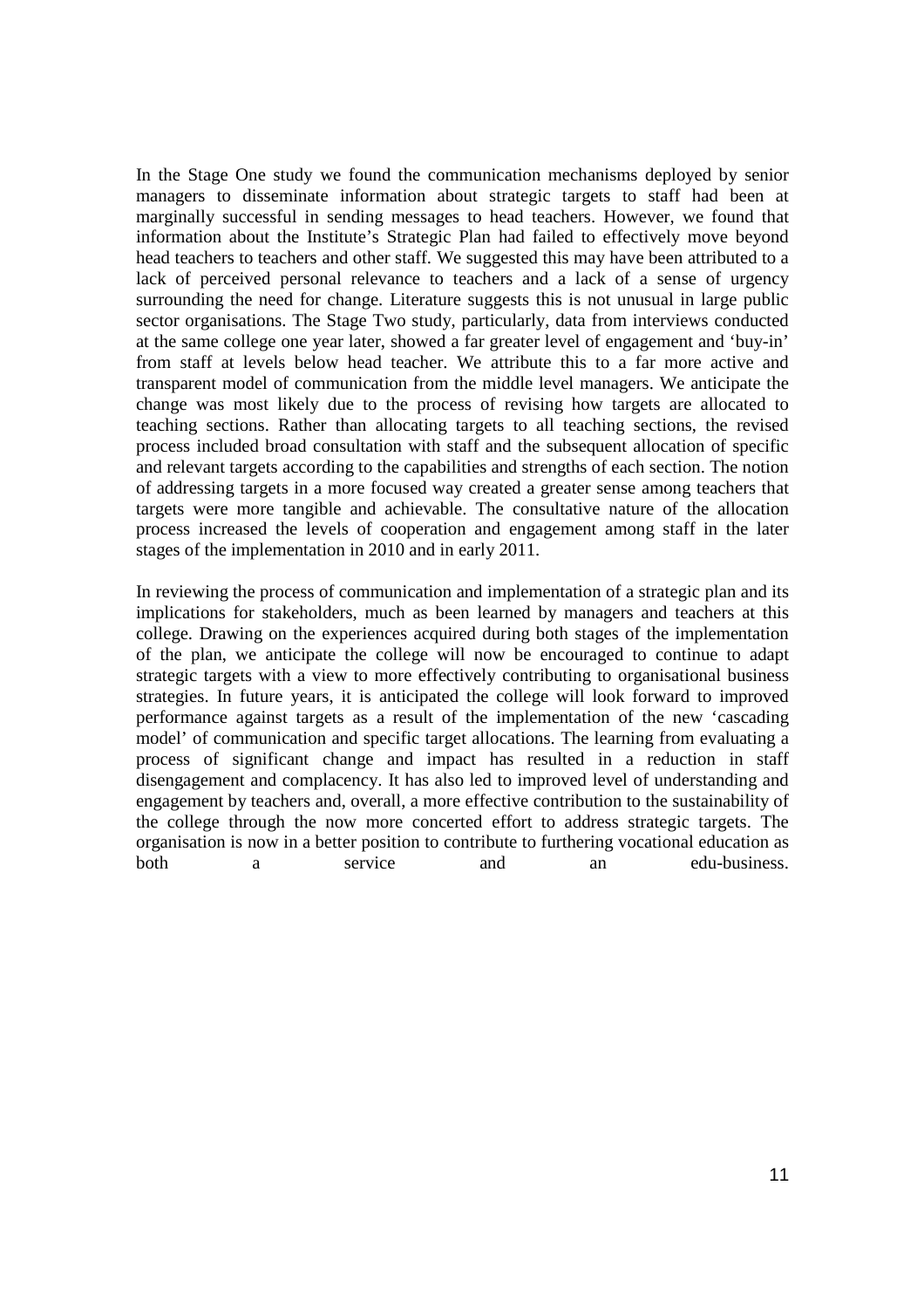In the Stage One study we found the communication mechanisms deployed by senior managers to disseminate information about strategic targets to staff had been at marginally successful in sending messages to head teachers. However, we found that information about the Institute's Strategic Plan had failed to effectively move beyond head teachers to teachers and other staff. We suggested this may have been attributed to a lack of perceived personal relevance to teachers and a lack of a sense of urgency surrounding the need for change. Literature suggests this is not unusual in large public sector organisations. The Stage Two study, particularly, data from interviews conducted at the same college one year later, showed a far greater level of engagement and 'buy-in' from staff at levels below head teacher. We attribute this to a far more active and transparent model of communication from the middle level managers. We anticipate the change was most likely due to the process of revising how targets are allocated to teaching sections. Rather than allocating targets to all teaching sections, the revised process included broad consultation with staff and the subsequent allocation of specific and relevant targets according to the capabilities and strengths of each section. The notion of addressing targets in a more focused way created a greater sense among teachers that targets were more tangible and achievable. The consultative nature of the allocation process increased the levels of cooperation and engagement among staff in the later stages of the implementation in 2010 and in early 2011.

In reviewing the process of communication and implementation of a strategic plan and its implications for stakeholders, much as been learned by managers and teachers at this college. Drawing on the experiences acquired during both stages of the implementation of the plan, we anticipate the college will now be encouraged to continue to adapt strategic targets with a view to more effectively contributing to organisational business strategies. In future years, it is anticipated the college will look forward to improved performance against targets as a result of the implementation of the new 'cascading model' of communication and specific target allocations. The learning from evaluating a process of significant change and impact has resulted in a reduction in staff disengagement and complacency. It has also led to improved level of understanding and engagement by teachers and, overall, a more effective contribution to the sustainability of the college through the now more concerted effort to address strategic targets. The organisation is now in a better position to contribute to furthering vocational education as both a service and an edu-business.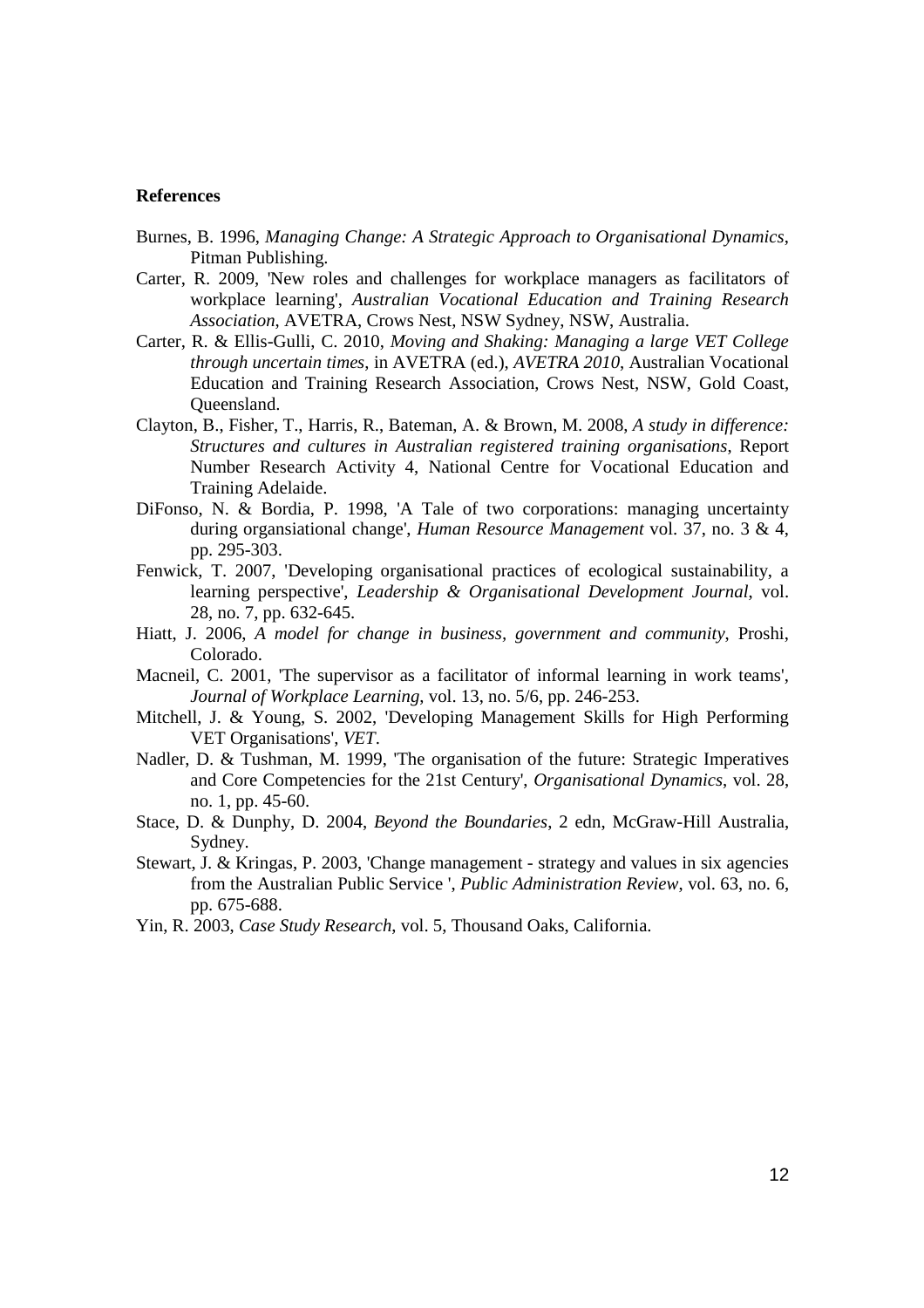**References**

Burnes, B. 1996, *Managing Change: A Strategic Approach to Organisational Dynamics*, Pitman Publishing.

Carter, R. 2009, 'New roles and challenges for workplace managers as facilitators of workplace learning', *Australian Vocational Education and Training Research Association*, AVETRA, Crows Nest, NSW Sydney, NSW, Australia.

Carter, R. & Ellis-Gulli, C. 2010, *Moving and Shaking: Managing a large VET College through uncertain times*, in AVETRA (ed.), *AVETRA 2010*, Australian Vocational Education and Training Research Association, Crows Nest, NSW, Gold Coast, Queensland.

Clayton, B., Fisher, T., Harris, R., Bateman, A. & Brown, M. 2008, *A study in difference: Structures and cultures in Australian registered training organisations*, Report Number Research Activity 4, National Centre for Vocational Education and Training Adelaide.

DiFonso, N. & Bordia, P. 1998, 'A Tale of two corporations: managing uncertainty during organsiational change', *Human Resource Management* vol. 37, no. 3 & 4, pp. 295-303.

Fenwick, T. 2007, 'Developing organisational practices of ecological sustainability, a learning perspective', *Leadership & Organisational Development Journal*, vol. 28, no. 7, pp. 632-645.

Hiatt, J. 2006, *A model for change in business, government and community*, Proshi, Colorado.

Macneil, C. 2001, 'The supervisor as a facilitator of informal learning in work teams', *Journal of Workplace Learning*, vol. 13, no. 5/6, pp. 246-253.

Mitchell, J. & Young, S. 2002, 'Developing Management Skills for High Performing VET Organisations', *VET*.

Nadler, D. & Tushman, M. 1999, 'The organisation of the future: Strategic Imperatives and Core Competencies for the 21st Century', *Organisational Dynamics*, vol. 28, no. 1, pp. 45-60.

Stace, D. & Dunphy, D. 2004, *Beyond the Boundaries*, 2 edn, McGraw-Hill Australia, Sydney.

Stewart, J. & Kringas, P. 2003, 'Change management - strategy and values in six agencies from the Australian Public Service ', *Public Administration Review*, vol. 63, no. 6, pp. 675-688.

Yin, R. 2003, *Case Study Research*, vol. 5, Thousand Oaks, California.